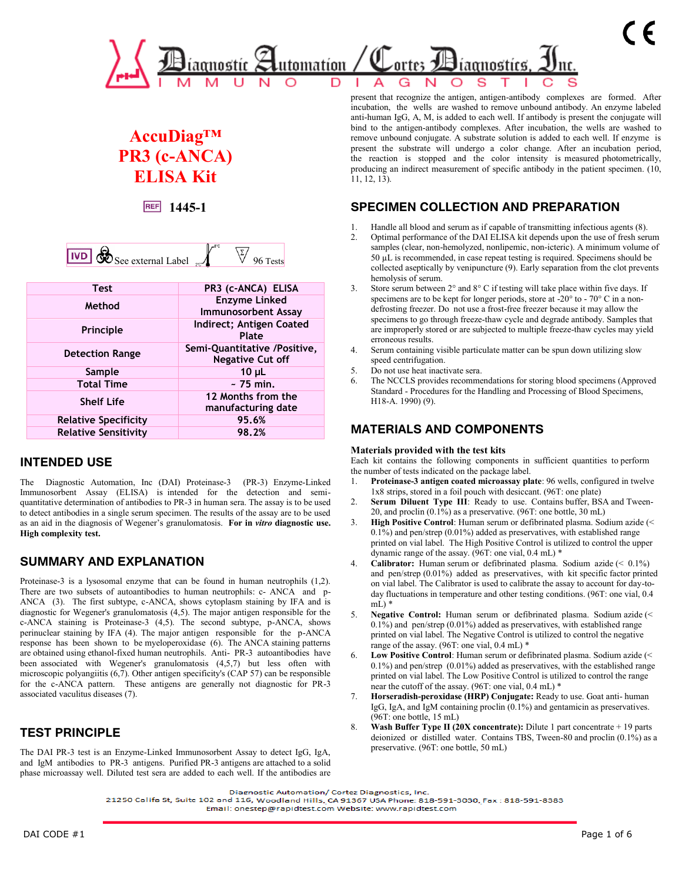# AccuDiag™ PR3 (c-ANCA) ELISA Kit

REF **1445-1**

IVD | See external Label | 2°C–8°C | Σ 96 Tests

| Test | PR3 (c-ANCA) ELISA |
|---|---|
| Method | Enzyme Linked Immunosorbent Assay |
| Principle | Indirect; Antigen Coated Plate |
| Detection Range | Semi-Quantitative /Positive, Negative Cut off |
| Sample | 10 µL |
| Total Time | ~ 75 min. |
| Shelf Life | 12 Months from the manufacturing date |
| Relative Specificity | 95.6% |
| Relative Sensitivity | 98.2% |

## INTENDED USE

The Diagnostic Automation, Inc (DAI) Proteinase-3 (PR-3) Enzyme-Linked Immunosorbent Assay (ELISA) is intended for the detection and semi-quantitative determination of antibodies to PR-3 in human sera. The assay is to be used to detect antibodies in a single serum specimen. The results of the assay are to be used as an aid in the diagnosis of Wegener's granulomatosis. **For in *vitro* diagnostic use. High complexity test.**

## SUMMARY AND EXPLANATION

Proteinase-3 is a lysosomal enzyme that can be found in human neutrophils (1,2). There are two subsets of autoantibodies to human neutrophils: c- ANCA and p-ANCA (3). The first subtype, c-ANCA, shows cytoplasm staining by IFA and is diagnostic for Wegener's granulomatosis (4,5). The major antigen responsible for the c-ANCA staining is Proteinase-3 (4,5). The second subtype, p-ANCA, shows perinuclear staining by IFA (4). The major antigen responsible for the p-ANCA response has been shown to be myeloperoxidase (6). The ANCA staining patterns are obtained using ethanol-fixed human neutrophils. Anti- PR-3 autoantibodies have been associated with Wegener's granulomatosis (4,5,7) but less often with microscopic polyangiitis (6,7). Other antigen specificity's (CAP 57) can be responsible for the c-ANCA pattern. These antigens are generally not diagnostic for PR-3 associated vaculitus diseases (7).

## TEST PRINCIPLE

The DAI PR-3 test is an Enzyme-Linked Immunosorbent Assay to detect IgG, IgA, and IgM antibodies to PR-3 antigens. Purified PR-3 antigens are attached to a solid phase microassay well. Diluted test sera are added to each well. If the antibodies are present that recognize the antigen, antigen-antibody complexes are formed. After incubation, the wells are washed to remove unbound antibody. An enzyme labeled anti-human IgG, A, M, is added to each well. If antibody is present the conjugate will bind to the antigen-antibody complexes. After incubation, the wells are washed to remove unbound conjugate. A substrate solution is added to each well. If enzyme is present the substrate will undergo a color change. After an incubation period, the reaction is stopped and the color intensity is measured photometrically, producing an indirect measurement of specific antibody in the patient specimen. (10, 11, 12, 13).

## SPECIMEN COLLECTION AND PREPARATION

1. Handle all blood and serum as if capable of transmitting infectious agents (8).
2. Optimal performance of the DAI ELISA kit depends upon the use of fresh serum samples (clear, non-hemolyzed, nonlipemic, non-icteric). A minimum volume of 50 µL is recommended, in case repeat testing is required. Specimens should be collected aseptically by venipuncture (9). Early separation from the clot prevents hemolysis of serum.
3. Store serum between 2° and 8° C if testing will take place within five days. If specimens are to be kept for longer periods, store at -20° to - 70° C in a non-defrosting freezer. Do not use a frost-free freezer because it may allow the specimens to go through freeze-thaw cycle and degrade antibody. Samples that are improperly stored or are subjected to multiple freeze-thaw cycles may yield erroneous results.
4. Serum containing visible particulate matter can be spun down utilizing slow speed centrifugation.
5. Do not use heat inactivate sera.
6. The NCCLS provides recommendations for storing blood specimens (Approved Standard - Procedures for the Handling and Processing of Blood Specimens, H18-A. 1990) (9).

## MATERIALS AND COMPONENTS

### Materials provided with the test kits

Each kit contains the following components in sufficient quantities to perform the number of tests indicated on the package label.

1. **Proteinase-3 antigen coated microassay plate**: 96 wells, configured in twelve 1x8 strips, stored in a foil pouch with desiccant. (96T: one plate)
2. **Serum Diluent Type III**: Ready to use. Contains buffer, BSA and Tween-20, and proclin (0.1%) as a preservative. (96T: one bottle, 30 mL)
3. **High Positive Control**: Human serum or defibrinated plasma. Sodium azide (< 0.1%) and pen/strep (0.01%) added as preservatives, with established range printed on vial label. The High Positive Control is utilized to control the upper dynamic range of the assay. (96T: one vial, 0.4 mL) *
4. **Calibrator:** Human serum or defibrinated plasma. Sodium azide (< 0.1%) and pen/strep (0.01%) added as preservatives, with kit specific factor printed on vial label. The Calibrator is used to calibrate the assay to account for day-to-day fluctuations in temperature and other testing conditions. (96T: one vial, 0.4 mL) *
5. **Negative Control:** Human serum or defibrinated plasma. Sodium azide (< 0.1%) and pen/strep (0.01%) added as preservatives, with established range printed on vial label. The Negative Control is utilized to control the negative range of the assay. (96T: one vial, 0.4 mL) *
6. **Low Positive Control**: Human serum or defibrinated plasma. Sodium azide (< 0.1%) and pen/strep (0.01%) added as preservatives, with the established range printed on vial label. The Low Positive Control is utilized to control the range near the cutoff of the assay. (96T: one vial, 0.4 mL) *
7. **Horseradish-peroxidase (HRP) Conjugate:** Ready to use. Goat anti- human IgG, IgA, and IgM containing proclin (0.1%) and gentamicin as preservatives. (96T: one bottle, 15 mL)
8. **Wash Buffer Type II (20X concentrate):** Dilute 1 part concentrate + 19 parts deionized or distilled water. Contains TBS, Tween-80 and proclin (0.1%) as a preservative. (96T: one bottle, 50 mL)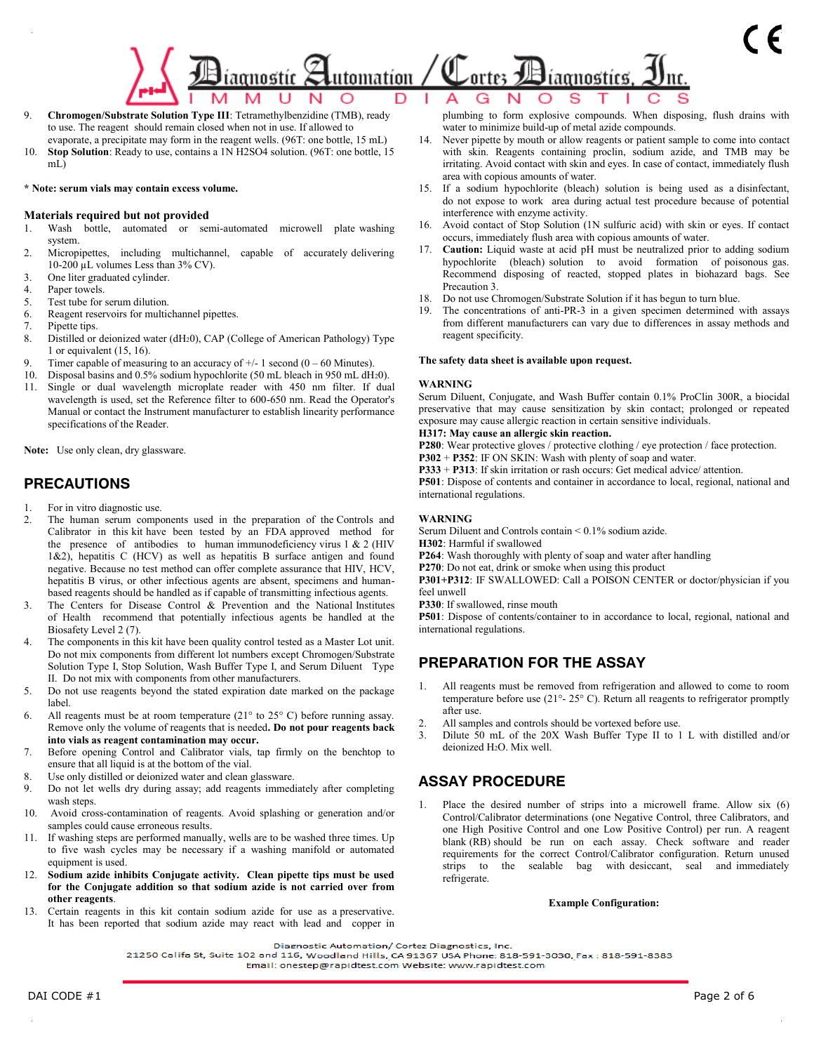9. **Chromogen/Substrate Solution Type III**: Tetramethylbenzidine (TMB), ready to use. The reagent should remain closed when not in use. If allowed to evaporate, a precipitate may form in the reagent wells. (96T: one bottle, 15 mL)
10. **Stop Solution**: Ready to use, contains a 1N $H_2SO_4$ solution. (96T: one bottle, 15 mL)

**\* Note: serum vials may contain excess volume.**

### Materials required but not provided

1. Wash bottle, automated or semi-automated microwell plate washing system.
2. Micropipettes, including multichannel, capable of accurately delivering 10-200 µL volumes Less than 3% CV).
3. One liter graduated cylinder.
4. Paper towels.
5. Test tube for serum dilution.
6. Reagent reservoirs for multichannel pipettes.
7. Pipette tips.
8. Distilled or deionized water ($dH_20$), CAP (College of American Pathology) Type 1 or equivalent (15, 16).
9. Timer capable of measuring to an accuracy of +/- 1 second (0 – 60 Minutes).
10. Disposal basins and 0.5% sodium hypochlorite (50 mL bleach in 950 mL $dH_20$).
11. Single or dual wavelength microplate reader with 450 nm filter. If dual wavelength is used, set the Reference filter to 600-650 nm. Read the Operator's Manual or contact the Instrument manufacturer to establish linearity performance specifications of the Reader.

**Note:** Use only clean, dry glassware.

## PRECAUTIONS

1. For in vitro diagnostic use.
2. The human serum components used in the preparation of the Controls and Calibrator in this kit have been tested by an FDA approved method for the presence of antibodies to human immunodeficiency virus 1 & 2 (HIV 1&2), hepatitis C (HCV) as well as hepatitis B surface antigen and found negative. Because no test method can offer complete assurance that HIV, HCV, hepatitis B virus, or other infectious agents are absent, specimens and human-based reagents should be handled as if capable of transmitting infectious agents.
3. The Centers for Disease Control & Prevention and the National Institutes of Health recommend that potentially infectious agents be handled at the Biosafety Level 2 (7).
4. The components in this kit have been quality control tested as a Master Lot unit. Do not mix components from different lot numbers except Chromogen/Substrate Solution Type I, Stop Solution, Wash Buffer Type I, and Serum Diluent Type II. Do not mix with components from other manufacturers.
5. Do not use reagents beyond the stated expiration date marked on the package label.
6. All reagents must be at room temperature (21° to 25° C) before running assay. Remove only the volume of reagents that is needed**. Do not pour reagents back into vials as reagent contamination may occur.**
7. Before opening Control and Calibrator vials, tap firmly on the benchtop to ensure that all liquid is at the bottom of the vial.
8. Use only distilled or deionized water and clean glassware.
9. Do not let wells dry during assay; add reagents immediately after completing wash steps.
10. Avoid cross-contamination of reagents. Avoid splashing or generation and/or samples could cause erroneous results.
11. If washing steps are performed manually, wells are to be washed three times. Up to five wash cycles may be necessary if a washing manifold or automated equipment is used.
12. **Sodium azide inhibits Conjugate activity. Clean pipette tips must be used for the Conjugate addition so that sodium azide is not carried over from other reagents**.
13. Certain reagents in this kit contain sodium azide for use as a preservative. It has been reported that sodium azide may react with lead and copper in plumbing to form explosive compounds. When disposing, flush drains with water to minimize build-up of metal azide compounds.
14. Never pipette by mouth or allow reagents or patient sample to come into contact with skin. Reagents containing proclin, sodium azide, and TMB may be irritating. Avoid contact with skin and eyes. In case of contact, immediately flush area with copious amounts of water.
15. If a sodium hypochlorite (bleach) solution is being used as a disinfectant, do not expose to work area during actual test procedure because of potential interference with enzyme activity.
16. Avoid contact of Stop Solution (1N sulfuric acid) with skin or eyes. If contact occurs, immediately flush area with copious amounts of water.
17. **Caution:** Liquid waste at acid pH must be neutralized prior to adding sodium hypochlorite (bleach) solution to avoid formation of poisonous gas. Recommend disposing of reacted, stopped plates in biohazard bags. See Precaution 3.
18. Do not use Chromogen/Substrate Solution if it has begun to turn blue.
19. The concentrations of anti-PR-3 in a given specimen determined with assays from different manufacturers can vary due to differences in assay methods and reagent specificity.

**The safety data sheet is available upon request.**

**WARNING**

Serum Diluent, Conjugate, and Wash Buffer contain 0.1% ProClin 300R, a biocidal preservative that may cause sensitization by skin contact; prolonged or repeated exposure may cause allergic reaction in certain sensitive individuals.

**H317: May cause an allergic skin reaction.**

**P280**: Wear protective gloves / protective clothing / eye protection / face protection.

**P302** + **P352**: IF ON SKIN: Wash with plenty of soap and water.

**P333** + **P313**: If skin irritation or rash occurs: Get medical advice/ attention.

**P501**: Dispose of contents and container in accordance to local, regional, national and international regulations.

**WARNING**

Serum Diluent and Controls contain < 0.1% sodium azide.

**H302**: Harmful if swallowed

**P264**: Wash thoroughly with plenty of soap and water after handling

**P270**: Do not eat, drink or smoke when using this product

**P301+P312**: IF SWALLOWED: Call a POISON CENTER or doctor/physician if you feel unwell

**P330**: If swallowed, rinse mouth

**P501**: Dispose of contents/container to in accordance to local, regional, national and international regulations.

## PREPARATION FOR THE ASSAY

1. All reagents must be removed from refrigeration and allowed to come to room temperature before use (21°- 25° C). Return all reagents to refrigerator promptly after use.
2. All samples and controls should be vortexed before use.
3. Dilute 50 mL of the 20X Wash Buffer Type II to 1 L with distilled and/or deionized $H_2O$. Mix well.

## ASSAY PROCEDURE

1. Place the desired number of strips into a microwell frame. Allow six (6) Control/Calibrator determinations (one Negative Control, three Calibrators, and one High Positive Control and one Low Positive Control) per run. A reagent blank (RB) should be run on each assay. Check software and reader requirements for the correct Control/Calibrator configuration. Return unused strips to the sealable bag with desiccant, seal and immediately refrigerate.

**Example Configuration:**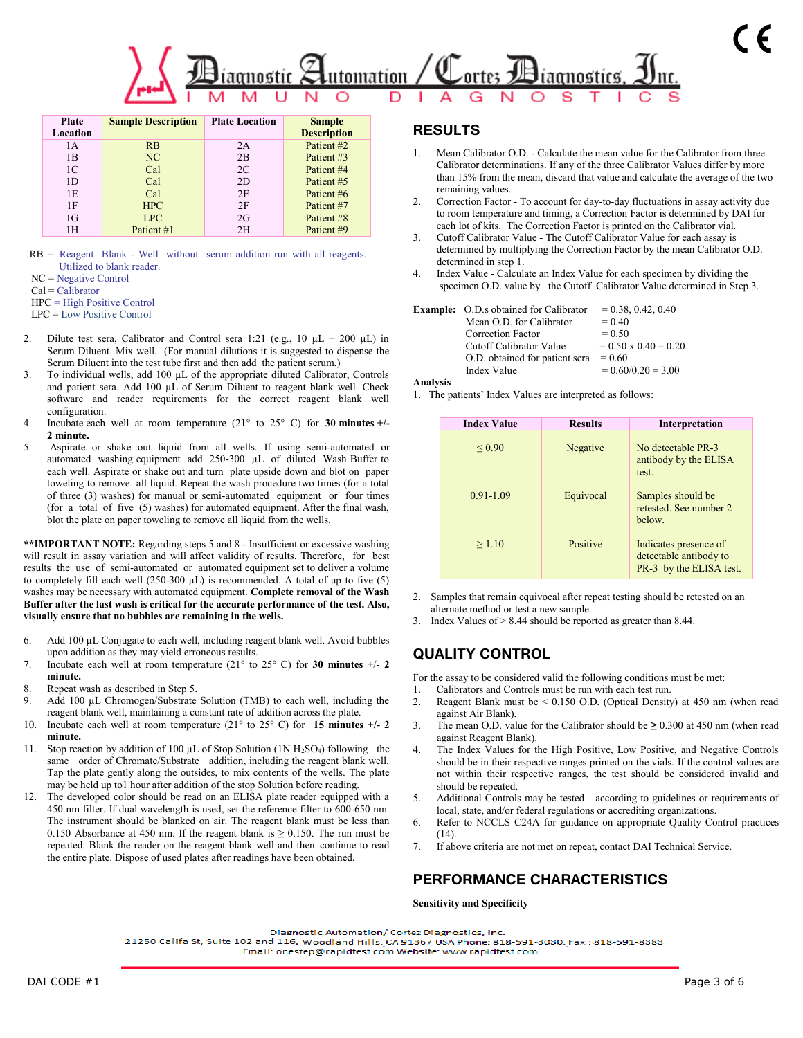| Plate Location | Sample Description | Plate Location | Sample Description |
|---|---|---|---|
| 1A | RB | 2A | Patient #2 |
| 1B | NC | 2B | Patient #3 |
| 1C | Cal | 2C | Patient #4 |
| 1D | Cal | 2D | Patient #5 |
| 1E | Cal | 2E | Patient #6 |
| 1F | HPC | 2F | Patient #7 |
| 1G | LPC | 2G | Patient #8 |
| 1H | Patient #1 | 2H | Patient #9 |

RB = Reagent Blank - Well without serum addition run with all reagents. Utilized to blank reader.
NC = Negative Control
Cal = Calibrator
HPC = High Positive Control
LPC = Low Positive Control

2. Dilute test sera, Calibrator and Control sera 1:21 (e.g., 10 µL + 200 µL) in Serum Diluent. Mix well. (For manual dilutions it is suggested to dispense the Serum Diluent into the test tube first and then add the patient serum.)
3. To individual wells, add 100 µL of the appropriate diluted Calibrator, Controls and patient sera. Add 100 µL of Serum Diluent to reagent blank well. Check software and reader requirements for the correct reagent blank well configuration.
4. Incubate each well at room temperature (21° to 25° C) for **30 minutes +/- 2 minute.**
5. Aspirate or shake out liquid from all wells. If using semi-automated or automated washing equipment add 250-300 µL of diluted Wash Buffer to each well. Aspirate or shake out and turn plate upside down and blot on paper toweling to remove all liquid. Repeat the wash procedure two times (for a total of three (3) washes) for manual or semi-automated equipment or four times (for a total of five (5) washes) for automated equipment. After the final wash, blot the plate on paper toweling to remove all liquid from the wells.

****IMPORTANT NOTE:** Regarding steps 5 and 8 - Insufficient or excessive washing will result in assay variation and will affect validity of results. Therefore, for best results the use of semi-automated or automated equipment set to deliver a volume to completely fill each well (250-300 µL) is recommended. A total of up to five (5) washes may be necessary with automated equipment. **Complete removal of the Wash Buffer after the last wash is critical for the accurate performance of the test. Also, visually ensure that no bubbles are remaining in the wells.**

6. Add 100 µL Conjugate to each well, including reagent blank well. Avoid bubbles upon addition as they may yield erroneous results.
7. Incubate each well at room temperature (21° to 25° C) for **30 minutes** +/- **2 minute.**
8. Repeat wash as described in Step 5.
9. Add 100 µL Chromogen/Substrate Solution (TMB) to each well, including the reagent blank well, maintaining a constant rate of addition across the plate.
10. Incubate each well at room temperature (21° to 25° C) for **15 minutes +/- 2 minute.**
11. Stop reaction by addition of 100 µL of Stop Solution (1N $H_2SO_4$) following the same order of Chromate/Substrate addition, including the reagent blank well. Tap the plate gently along the outsides, to mix contents of the wells. The plate may be held up to1 hour after addition of the stop Solution before reading.
12. The developed color should be read on an ELISA plate reader equipped with a 450 nm filter. If dual wavelength is used, set the reference filter to 600-650 nm. The instrument should be blanked on air. The reagent blank must be less than 0.150 Absorbance at 450 nm. If the reagent blank is ≥ 0.150. The run must be repeated. Blank the reader on the reagent blank well and then continue to read the entire plate. Dispose of used plates after readings have been obtained.

## RESULTS

1. Mean Calibrator O.D. - Calculate the mean value for the Calibrator from three Calibrator determinations. If any of the three Calibrator Values differ by more than 15% from the mean, discard that value and calculate the average of the two remaining values.
2. Correction Factor - To account for day-to-day fluctuations in assay activity due to room temperature and timing, a Correction Factor is determined by DAI for each lot of kits. The Correction Factor is printed on the Calibrator vial.
3. Cutoff Calibrator Value - The Cutoff Calibrator Value for each assay is determined by multiplying the Correction Factor by the mean Calibrator O.D. determined in step 1.
4. Index Value - Calculate an Index Value for each specimen by dividing the specimen O.D. value by the Cutoff Calibrator Value determined in Step 3.

**Example:**

| | |
|---|---|
| O.D.s obtained for Calibrator | = 0.38, 0.42, 0.40 |
| Mean O.D. for Calibrator | = 0.40 |
| Correction Factor | = 0.50 |
| Cutoff Calibrator Value | = 0.50 x 0.40 = 0.20 |
| O.D. obtained for patient sera | = 0.60 |
| Index Value | = 0.60/0.20 = 3.00 |

**Analysis**

1. The patients' Index Values are interpreted as follows:

| Index Value | Results | Interpretation |
|---|---|---|
| ≤ 0.90 | Negative | No detectable PR-3 antibody by the ELISA test. |
| 0.91-1.09 | Equivocal | Samples should be retested. See number 2 below. |
| ≥ 1.10 | Positive | Indicates presence of detectable antibody to PR-3 by the ELISA test. |

2. Samples that remain equivocal after repeat testing should be retested on an alternate method or test a new sample.
3. Index Values of > 8.44 should be reported as greater than 8.44.

## QUALITY CONTROL

For the assay to be considered valid the following conditions must be met:

1. Calibrators and Controls must be run with each test run.
2. Reagent Blank must be < 0.150 O.D. (Optical Density) at 450 nm (when read against Air Blank).
3. The mean O.D. value for the Calibrator should be ≥ 0.300 at 450 nm (when read against Reagent Blank).
4. The Index Values for the High Positive, Low Positive, and Negative Controls should be in their respective ranges printed on the vials. If the control values are not within their respective ranges, the test should be considered invalid and should be repeated.
5. Additional Controls may be tested according to guidelines or requirements of local, state, and/or federal regulations or accrediting organizations.
6. Refer to NCCLS C24A for guidance on appropriate Quality Control practices (14).
7. If above criteria are not met on repeat, contact DAI Technical Service.

## PERFORMANCE CHARACTERISTICS

**Sensitivity and Specificity**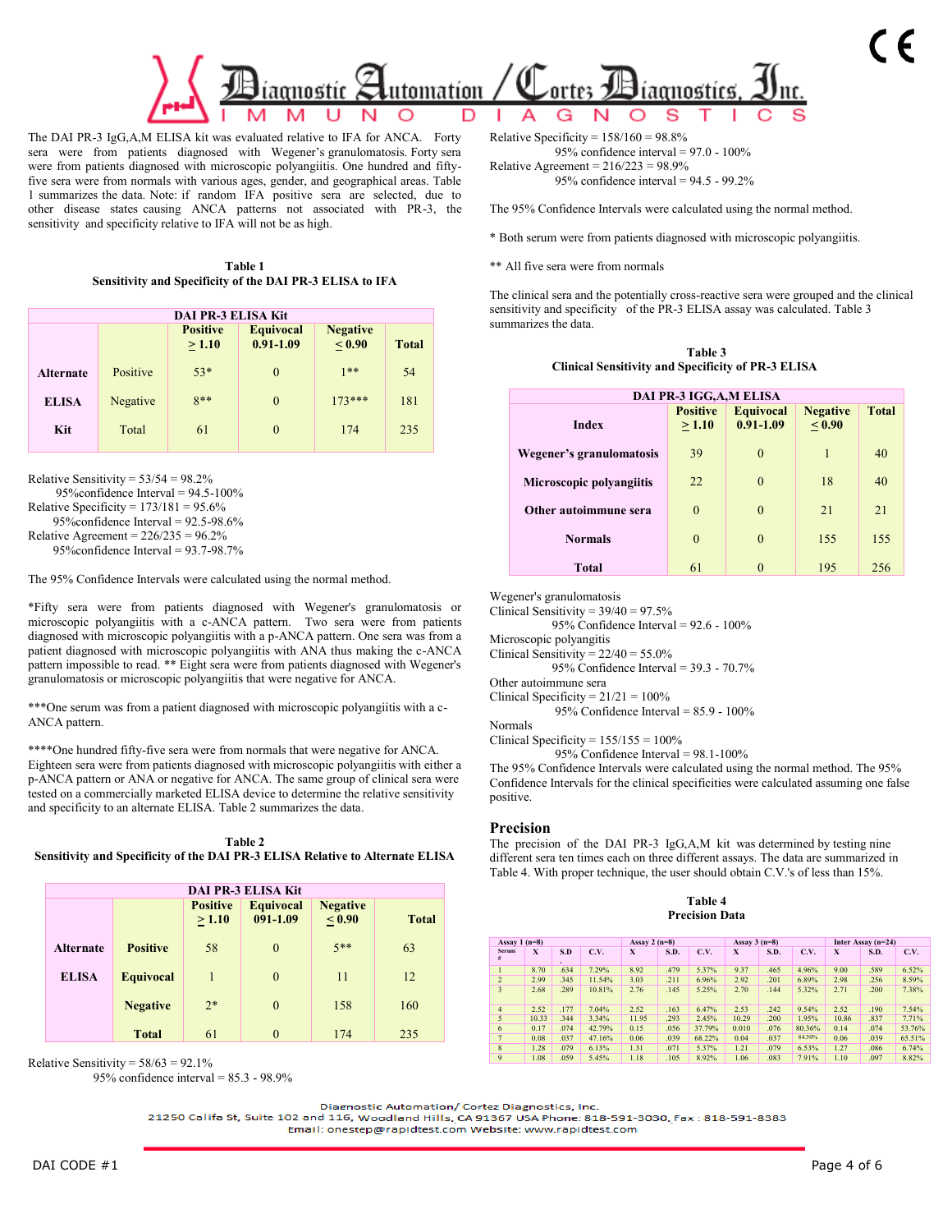The DAI PR-3 IgG,A,M ELISA kit was evaluated relative to IFA for ANCA. Forty sera were from patients diagnosed with Wegener's granulomatosis. Forty sera were from patients diagnosed with microscopic polyangiitis. One hundred and fifty-five sera were from normals with various ages, gender, and geographical areas. Table 1 summarizes the data. Note: if random IFA positive sera are selected, due to other disease states causing ANCA patterns not associated with PR-3, the sensitivity and specificity relative to IFA will not be as high.

**Table 1**
**Sensitivity and Specificity of the DAI PR-3 ELISA to IFA**

| | | DAI PR-3 ELISA Kit | | | |
|---|---|---|---|---|---|
| | | Positive ≥ 1.10 | Equivocal 0.91-1.09 | Negative ≤ 0.90 | Total |
| Alternate | Positive | 53* | 0 | 1** | 54 |
| ELISA | Negative | 8** | 0 | 173*** | 181 |
| Kit | Total | 61 | 0 | 174 | 235 |

Relative Sensitivity = 53/54 = 98.2%
95%confidence Interval = 94.5-100%
Relative Specificity = 173/181 = 95.6%
95%confidence Interval = 92.5-98.6%
Relative Agreement = 226/235 = 96.2%
95%confidence Interval = 93.7-98.7%

The 95% Confidence Intervals were calculated using the normal method.

*Fifty sera were from patients diagnosed with Wegener's granulomatosis or microscopic polyangiitis with a c-ANCA pattern. Two sera were from patients diagnosed with microscopic polyangiitis with a p-ANCA pattern. One sera was from a patient diagnosed with microscopic polyangiitis with ANA thus making the c-ANCA pattern impossible to read. ** Eight sera were from patients diagnosed with Wegener's granulomatosis or microscopic polyangiitis that were negative for ANCA.

***One serum was from a patient diagnosed with microscopic polyangiitis with a c-ANCA pattern.

****One hundred fifty-five sera were from normals that were negative for ANCA. Eighteen sera were from patients diagnosed with microscopic polyangiitis with either a p-ANCA pattern or ANA or negative for ANCA. The same group of clinical sera were tested on a commercially marketed ELISA device to determine the relative sensitivity and specificity to an alternate ELISA. Table 2 summarizes the data.

**Table 2**
**Sensitivity and Specificity of the DAI PR-3 ELISA Relative to Alternate ELISA**

| | | DAI PR-3 ELISA Kit | | | |
|---|---|---|---|---|---|
| | | Positive ≥ 1.10 | Equivocal 091-1.09 | Negative ≤ 0.90 | Total |
| Alternate | Positive | 58 | 0 | 5** | 63 |
| ELISA | Equivocal | 1 | 0 | 11 | 12 |
| | Negative | 2* | 0 | 158 | 160 |
| | Total | 61 | 0 | 174 | 235 |

Relative Sensitivity = 58/63 = 92.1%
95% confidence interval = 85.3 - 98.9%
Relative Specificity = 158/160 = 98.8%
95% confidence interval = 97.0 - 100%
Relative Agreement = 216/223 = 98.9%
95% confidence interval = 94.5 - 99.2%

The 95% Confidence Intervals were calculated using the normal method.

* Both serum were from patients diagnosed with microscopic polyangiitis.

** All five sera were from normals

The clinical sera and the potentially cross-reactive sera were grouped and the clinical sensitivity and specificity of the PR-3 ELISA assay was calculated. Table 3 summarizes the data.

**Table 3**
**Clinical Sensitivity and Specificity of PR-3 ELISA**

| | DAI PR-3 IGG,A,M ELISA | | | |
|---|---|---|---|---|
| Index | Positive ≥ 1.10 | Equivocal 0.91-1.09 | Negative ≤ 0.90 | Total |
| Wegener's granulomatosis | 39 | 0 | 1 | 40 |
| Microscopic polyangiitis | 22 | 0 | 18 | 40 |
| Other autoimmune sera | 0 | 0 | 21 | 21 |
| Normals | 0 | 0 | 155 | 155 |
| Total | 61 | 0 | 195 | 256 |

Wegener's granulomatosis
Clinical Sensitivity = 39/40 = 97.5%
95% Confidence Interval = 92.6 - 100%
Microscopic polyangitis
Clinical Sensitivity = 22/40 = 55.0%
95% Confidence Interval = 39.3 - 70.7%
Other autoimmune sera
Clinical Specificity = 21/21 = 100%
95% Confidence Interval = 85.9 - 100%
Normals
Clinical Specificity = 155/155 = 100%
95% Confidence Interval = 98.1-100%
The 95% Confidence Intervals were calculated using the normal method. The 95% Confidence Intervals for the clinical specificities were calculated assuming one false positive.

## Precision

The precision of the DAI PR-3 IgG,A,M kit was determined by testing nine different sera ten times each on three different assays. The data are summarized in Table 4. With proper technique, the user should obtain C.V.'s of less than 15%.

**Table 4**
**Precision Data**

| | Assay 1 (n=8) | | | Assay 2 (n=8) | | | Assay 3 (n=8) | | | Inter Assay (n=24) | | |
|---|---|---|---|---|---|---|---|---|---|---|---|---|
| Serum # | X | S.D. | C.V. | X | S.D. | C.V. | X | S.D. | C.V. | X | S.D. | C.V. |
| 1 | 8.70 | .634 | 7.29% | 8.92 | .479 | 5.37% | 9.37 | .465 | 4.96% | 9.00 | .589 | 6.52% |
| 2 | 2.99 | .345 | 11.54% | 3.03 | .211 | 6.96% | 2.92 | .201 | 6.89% | 2.98 | .256 | 8.59% |
| 3 | 2.68 | .289 | 10.81% | 2.76 | .145 | 5.25% | 2.70 | .144 | 5.32% | 2.71 | .200 | 7.38% |
| 4 | 2.52 | .177 | 7.04% | 2.52 | .163 | 6.47% | 2.53 | .242 | 9.54% | 2.52 | .190 | 7.54% |
| 5 | 10.33 | .344 | 3.34% | 11.95 | .293 | 2.45% | 10.29 | .200 | 1.95% | 10.86 | .837 | 7.71% |
| 6 | 0.17 | .074 | 42.79% | 0.15 | .056 | 37.79% | 0.010 | .076 | 80.36% | 0.14 | .074 | 53.76% |
| 7 | 0.08 | .037 | 47.16% | 0.06 | .039 | 68.22% | 0.04 | .037 | 84.50% | 0.06 | .039 | 65.51% |
| 8 | 1.28 | .079 | 6.13% | 1.31 | .071 | 5.37% | 1.21 | .079 | 6.53% | 1.27 | .086 | 6.74% |
| 9 | 1.08 | .059 | 5.45% | 1.18 | .105 | 8.92% | 1.06 | .083 | 7.91% | 1.10 | .097 | 8.82% |

Diagnostic Automation/ Cortez Diagnostics, Inc.
21250 Califa St, Suite 102 and 116, Woodland Hills, CA 91367 USA Phone: 818-591-3030, Fax : 818-591-8383
Email: onestep@rapidtest.com Website: www.rapidtest.com

DAI CODE #1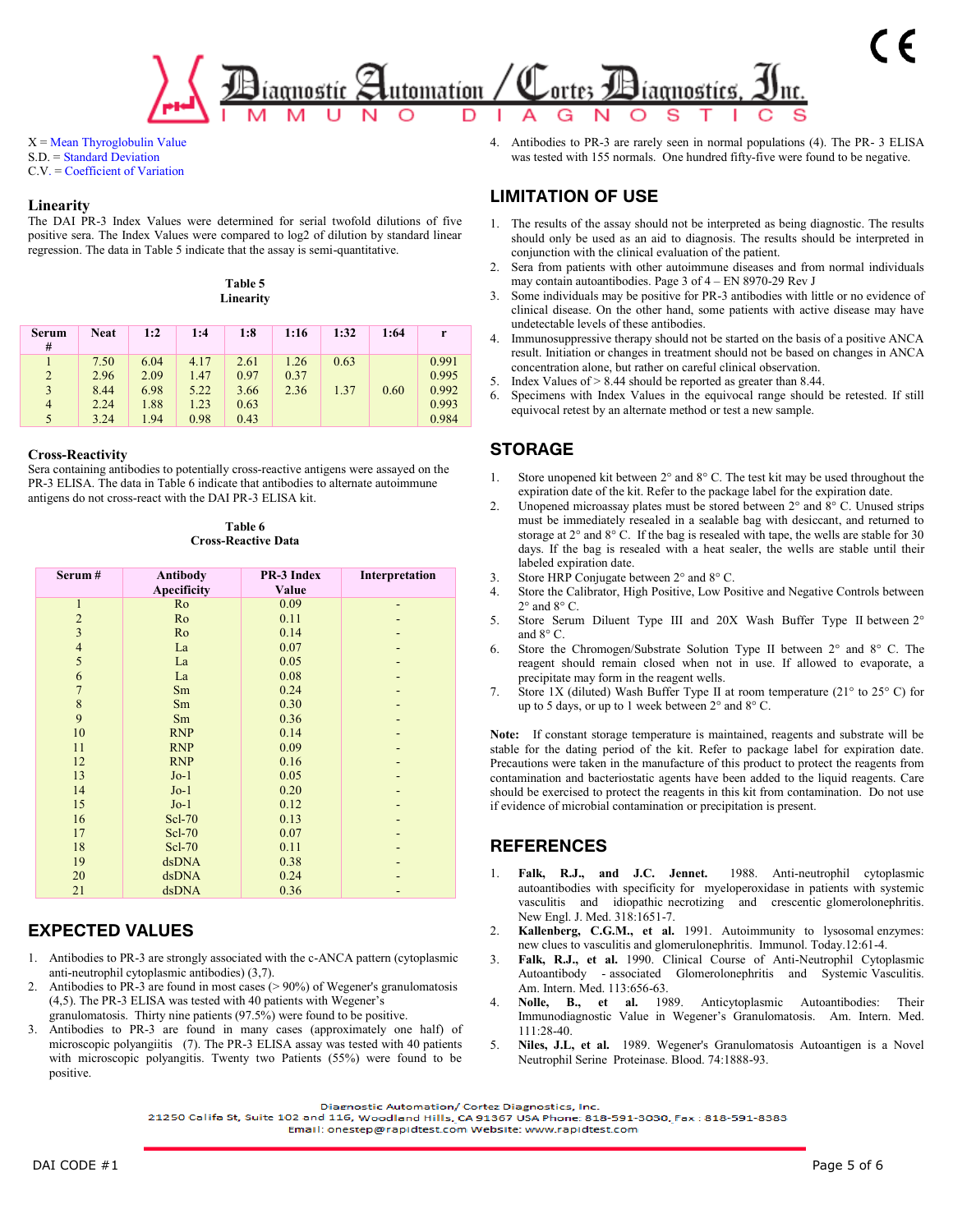X = Mean Thyroglobulin Value
S.D. = Standard Deviation
C.V. = Coefficient of Variation

### Linearity

The DAI PR-3 Index Values were determined for serial twofold dilutions of five positive sera. The Index Values were compared to log2 of dilution by standard linear regression. The data in Table 5 indicate that the assay is semi-quantitative.

**Table 5**
**Linearity**

| Serum # | Neat | 1:2 | 1:4 | 1:8 | 1:16 | 1:32 | 1:64 | r |
|---|---|---|---|---|---|---|---|---|
| 1 | 7.50 | 6.04 | 4.17 | 2.61 | 1.26 | 0.63 | | 0.991 |
| 2 | 2.96 | 2.09 | 1.47 | 0.97 | 0.37 | | | 0.995 |
| 3 | 8.44 | 6.98 | 5.22 | 3.66 | 2.36 | 1.37 | 0.60 | 0.992 |
| 4 | 2.24 | 1.88 | 1.23 | 0.63 | | | | 0.993 |
| 5 | 3.24 | 1.94 | 0.98 | 0.43 | | | | 0.984 |

### Cross-Reactivity

Sera containing antibodies to potentially cross-reactive antigens were assayed on the PR-3 ELISA. The data in Table 6 indicate that antibodies to alternate autoimmune antigens do not cross-react with the DAI PR-3 ELISA kit.

**Table 6**
**Cross-Reactive Data**

| Serum # | Antibody Apecificity | PR-3 Index Value | Interpretation |
|---|---|---|---|
| 1 | Ro | 0.09 | - |
| 2 | Ro | 0.11 | - |
| 3 | Ro | 0.14 | - |
| 4 | La | 0.07 | - |
| 5 | La | 0.05 | - |
| 6 | La | 0.08 | - |
| 7 | Sm | 0.24 | - |
| 8 | Sm | 0.30 | - |
| 9 | Sm | 0.36 | - |
| 10 | RNP | 0.14 | - |
| 11 | RNP | 0.09 | - |
| 12 | RNP | 0.16 | - |
| 13 | Jo-1 | 0.05 | - |
| 14 | Jo-1 | 0.20 | - |
| 15 | Jo-1 | 0.12 | - |
| 16 | Scl-70 | 0.13 | - |
| 17 | Scl-70 | 0.07 | - |
| 18 | Scl-70 | 0.11 | - |
| 19 | dsDNA | 0.38 | - |
| 20 | dsDNA | 0.24 | - |
| 21 | dsDNA | 0.36 | - |

## EXPECTED VALUES

1. Antibodies to PR-3 are strongly associated with the c-ANCA pattern (cytoplasmic anti-neutrophil cytoplasmic antibodies) (3,7).
2. Antibodies to PR-3 are found in most cases (> 90%) of Wegener's granulomatosis (4,5). The PR-3 ELISA was tested with 40 patients with Wegener's granulomatosis. Thirty nine patients (97.5%) were found to be positive.
3. Antibodies to PR-3 are found in many cases (approximately one half) of microscopic polyangiitis (7). The PR-3 ELISA assay was tested with 40 patients with microscopic polyangitis. Twenty two Patients (55%) were found to be positive.
4. Antibodies to PR-3 are rarely seen in normal populations (4). The PR- 3 ELISA was tested with 155 normals. One hundred fifty-five were found to be negative.

## LIMITATION OF USE

1. The results of the assay should not be interpreted as being diagnostic. The results should only be used as an aid to diagnosis. The results should be interpreted in conjunction with the clinical evaluation of the patient.
2. Sera from patients with other autoimmune diseases and from normal individuals may contain autoantibodies. Page 3 of 4 – EN 8970-29 Rev J
3. Some individuals may be positive for PR-3 antibodies with little or no evidence of clinical disease. On the other hand, some patients with active disease may have undetectable levels of these antibodies.
4. Immunosuppressive therapy should not be started on the basis of a positive ANCA result. Initiation or changes in treatment should not be based on changes in ANCA concentration alone, but rather on careful clinical observation.
5. Index Values of > 8.44 should be reported as greater than 8.44.
6. Specimens with Index Values in the equivocal range should be retested. If still equivocal retest by an alternate method or test a new sample.

## STORAGE

1. Store unopened kit between 2° and 8° C. The test kit may be used throughout the expiration date of the kit. Refer to the package label for the expiration date.
2. Unopened microassay plates must be stored between 2° and 8° C. Unused strips must be immediately resealed in a sealable bag with desiccant, and returned to storage at 2° and 8° C. If the bag is resealed with tape, the wells are stable for 30 days. If the bag is resealed with a heat sealer, the wells are stable until their labeled expiration date.
3. Store HRP Conjugate between 2° and 8° C.
4. Store the Calibrator, High Positive, Low Positive and Negative Controls between 2° and 8° C.
5. Store Serum Diluent Type III and 20X Wash Buffer Type II between 2° and 8° C.
6. Store the Chromogen/Substrate Solution Type II between 2° and 8° C. The reagent should remain closed when not in use. If allowed to evaporate, a precipitate may form in the reagent wells.
7. Store 1X (diluted) Wash Buffer Type II at room temperature (21° to 25° C) for up to 5 days, or up to 1 week between 2° and 8° C.

**Note:** If constant storage temperature is maintained, reagents and substrate will be stable for the dating period of the kit. Refer to package label for expiration date. Precautions were taken in the manufacture of this product to protect the reagents from contamination and bacteriostatic agents have been added to the liquid reagents. Care should be exercised to protect the reagents in this kit from contamination. Do not use if evidence of microbial contamination or precipitation is present.

## REFERENCES

1. **Falk, R.J., and J.C. Jennet.** 1988. Anti-neutrophil cytoplasmic autoantibodies with specificity for myeloperoxidase in patients with systemic vasculitis and idiopathic necrotizing and crescentic glomerulonephritis. New Engl. J. Med. 318:1651-7.
2. **Kallenberg, C.G.M., et al.** 1991. Autoimmunity to lysosomal enzymes: new clues to vasculitis and glomerulonephritis. Immunol. Today.12:61-4.
3. **Falk, R.J., et al.** 1990. Clinical Course of Anti-Neutrophil Cytoplasmic Autoantibody - associated Glomerolonephritis and Systemic Vasculitis. Am. Intern. Med. 113:656-63.
4. **Nolle, B., et al.** 1989. Anticytoplasmic Autoantibodies: Their Immunodiagnostic Value in Wegener's Granulomatosis. Am. Intern. Med. 111:28-40.
5. **Niles, J.L, et al.** 1989. Wegener's Granulomatosis Autoantigen is a Novel Neutrophil Serine Proteinase. Blood. 74:1888-93.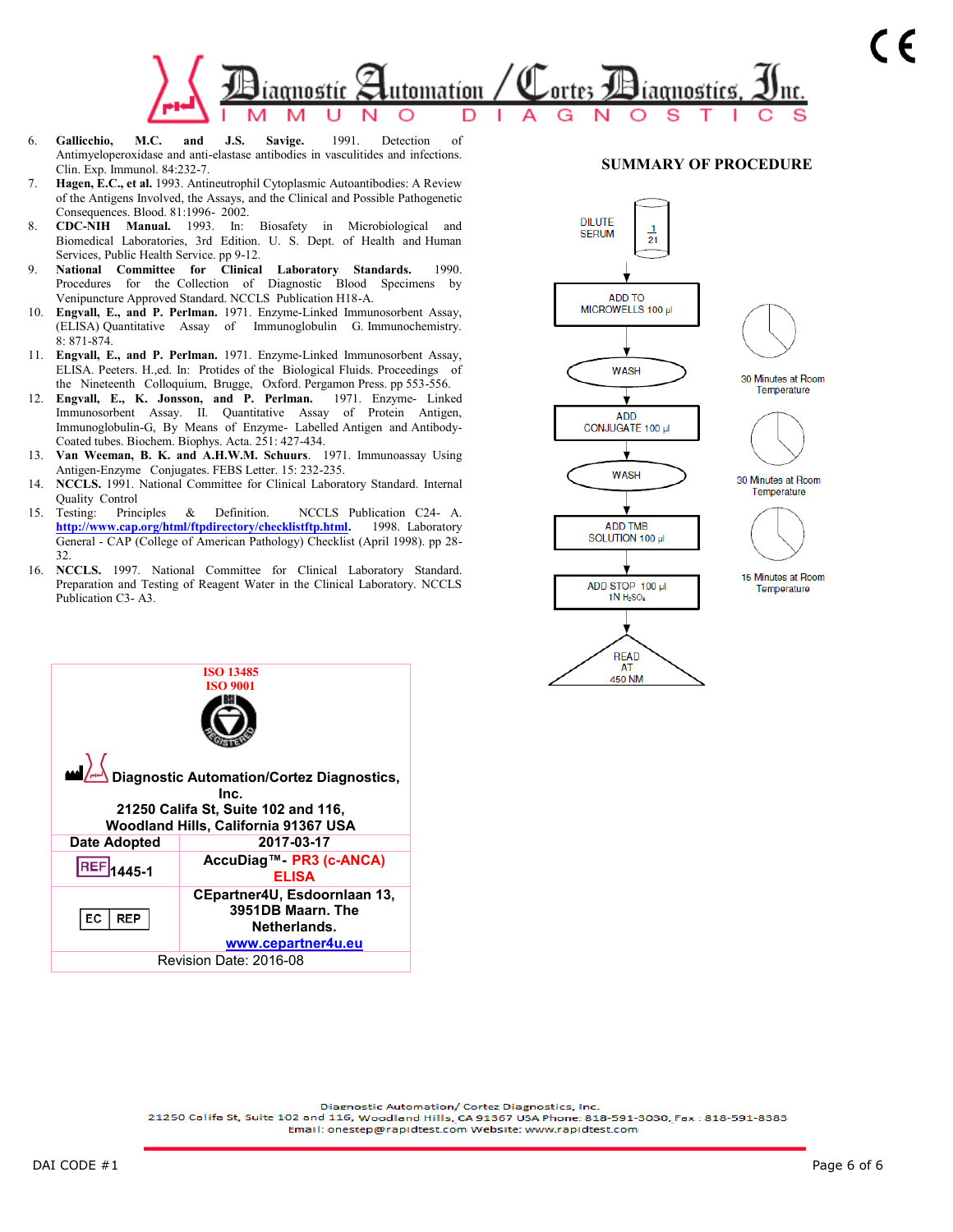6. **Gallicchio, M.C. and J.S. Savige.** 1991. Detection of Antimyeloperoxidase and anti-elastase antibodies in vasculitides and infections. Clin. Exp. Immunol. 84:232-7.
7. **Hagen, E.C., et al.** 1993. Antineutrophil Cytoplasmic Autoantibodies: A Review of the Antigens Involved, the Assays, and the Clinical and Possible Pathogenetic Consequences. Blood. 81:1996- 2002.
8. **CDC-NIH Manual.** 1993. In: Biosafety in Microbiological and Biomedical Laboratories, 3rd Edition. U. S. Dept. of Health and Human Services, Public Health Service. pp 9-12.
9. **National Committee for Clinical Laboratory Standards.** 1990. Procedures for the Collection of Diagnostic Blood Specimens by Venipuncture Approved Standard. NCCLS Publication H18-A.
10. **Engvall, E., and P. Perlman.** 1971. Enzyme-Linked Immunosorbent Assay, (ELISA) Quantitative Assay of Immunoglobulin G. Immunochemistry. 8: 871-874.
11. **Engvall, E., and P. Perlman.** 1971. Enzyme-Linked Immunosorbent Assay, ELISA. Peeters. H.,ed. In: Protides of the Biological Fluids. Proceedings of the Nineteenth Colloquium, Brugge, Oxford. Pergamon Press. pp 553-556.
12. **Engvall, E., K. Jonsson, and P. Perlman.** 1971. Enzyme- Linked Immunosorbent Assay. II. Quantitative Assay of Protein Antigen, Immunoglobulin-G, By Means of Enzyme- Labelled Antigen and Antibody-Coated tubes. Biochem. Biophys. Acta. 251: 427-434.
13. **Van Weeman, B. K. and A.H.W.M. Schuurs**. 1971. Immunoassay Using Antigen-Enzyme Conjugates. FEBS Letter. 15: 232-235.
14. **NCCLS.** 1991. National Committee for Clinical Laboratory Standard. Internal Quality Control
15. Testing: Principles & Definition. NCCLS Publication C24- A. **http://www.cap.org/html/ftpdirectory/checklistftp.html**. 1998. Laboratory General - CAP (College of American Pathology) Checklist (April 1998). pp 28-32.
16. **NCCLS.** 1997. National Committee for Clinical Laboratory Standard. Preparation and Testing of Reagent Water in the Clinical Laboratory. NCCLS Publication C3- A3.

## SUMMARY OF PROCEDURE

DILUTE SERUM 1/21

ADD TO MICROWELLS 100 µl — 30 Minutes at Room Temperature

WASH

ADD CONJUGATE 100 µl — 30 Minutes at Room Temperature

WASH

ADD TMB SOLUTION 100 µl — 15 Minutes at Room Temperature

ADD STOP 100 µl 1N $H_2SO_4$

READ AT 450 NM

ISO 13485
ISO 9001

**Diagnostic Automation/Cortez Diagnostics, Inc.**
**21250 Califa St, Suite 102 and 116,**
**Woodland Hills, California 91367 USA**

| | |
|---|---|
| **Date Adopted** | **2017-03-17** |
| REF **1445-1** | **AccuDiag™- PR3 (c-ANCA) ELISA** |
| EC REP | **CEpartner4U, Esdoornlaan 13, 3951DB Maarn. The Netherlands. www.cepartner4u.eu** |

Revision Date: 2016-08

Diagnostic Automation/ Cortez Diagnostics, Inc.
21250 Califa St, Suite 102 and 116, Woodland Hills, CA 91367 USA Phone: 818-591-3030, Fax : 818-591-8383
Email: onestep@rapidtest.com Website: www.rapidtest.com

DAI CODE #1